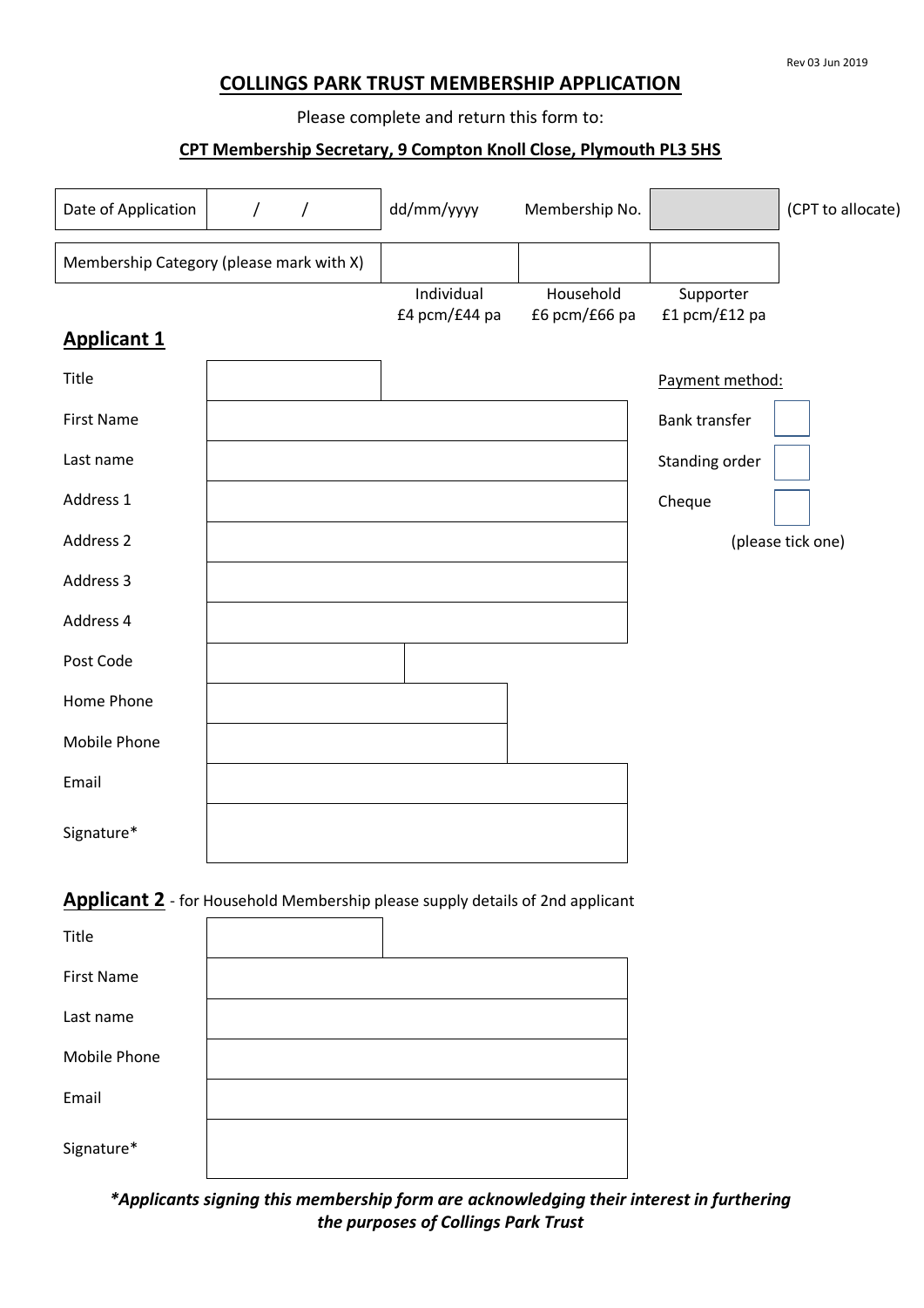Rev 03 Jun 2019

# COLLINGS PARK TRUST MEMBERSHIP APPLICATION

Please complete and return this form to:

**CPT Membership Secretary, 9 Compton Knoll Close, Plymouth PL3 5HS**

| Date of Application | / / | dd/mm/yyyy | Membership No. | | (CPT to allocate) |
|---|---|---|---|---|---|

| Membership Category (please mark with X) | | | |
|---|---|---|---|
| | Individual £4 pcm/£44 pa | Household £6 pcm/£66 pa | Supporter £1 pcm/£12 pa |

## Applicant 1

| | |
|---|---|
| Title | |
| First Name | |
| Last name | |
| Address 1 | |
| Address 2 | |
| Address 3 | |
| Address 4 | |
| Post Code | |
| Home Phone | |
| Mobile Phone | |
| Email | |
| Signature* | |

Payment method:

| | |
|---|---|
| Bank transfer | |
| Standing order | |
| Cheque | |

(please tick one)

## Applicant 2 - for Household Membership please supply details of 2nd applicant

| | |
|---|---|
| Title | |
| First Name | |
| Last name | |
| Mobile Phone | |
| Email | |
| Signature* | |

***Applicants signing this membership form are acknowledging their interest in furthering the purposes of Collings Park Trust***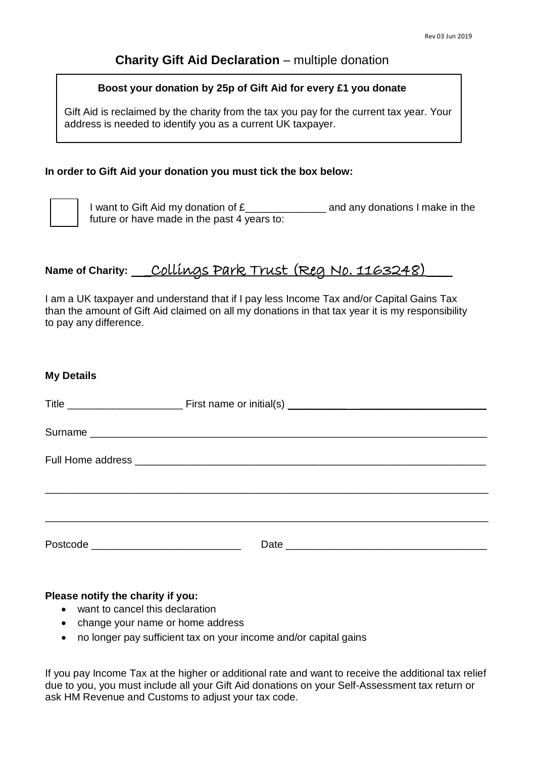Rev 03 Jun 2019

## **Charity Gift Aid Declaration** – multiple donation

**Boost your donation by 25p of Gift Aid for every £1 you donate**

Gift Aid is reclaimed by the charity from the tax you pay for the current tax year. Your address is needed to identify you as a current UK taxpayer.

**In order to Gift Aid your donation you must tick the box below:**

☐ I want to Gift Aid my donation of £______________ and any donations I make in the future or have made in the past 4 years to:

**Name of Charity:** __Collings Park Trust (Reg No. 1163248)___

I am a UK taxpayer and understand that if I pay less Income Tax and/or Capital Gains Tax than the amount of Gift Aid claimed on all my donations in that tax year it is my responsibility to pay any difference.

**My Details**

Title ____________________ First name or initial(s) ______________________________

Surname ______________________________________________________________________

Full Home address ______________________________________________________________

______________________________________________________________________________

______________________________________________________________________________

Postcode __________________________ Date ___________________________________

**Please notify the charity if you:**

- want to cancel this declaration
- change your name or home address
- no longer pay sufficient tax on your income and/or capital gains

If you pay Income Tax at the higher or additional rate and want to receive the additional tax relief due to you, you must include all your Gift Aid donations on your Self-Assessment tax return or ask HM Revenue and Customs to adjust your tax code.